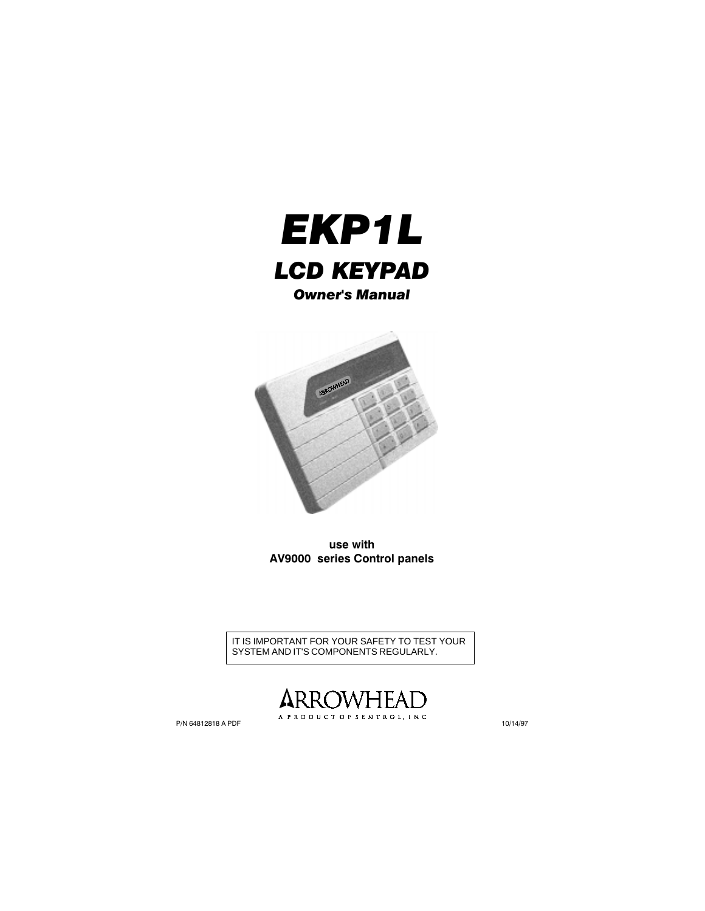# EKP1L

## LCD KEYPAD

### *Owner's Manual*

**use with**
**AV9000 series Control panels**

IT IS IMPORTANT FOR YOUR SAFETY TO TEST YOUR SYSTEM AND IT'S COMPONENTS REGULARLY.

ARROWHEAD
A PRODUCT OF SENTROL, INC

P/N 64812818 A PDF

10/14/97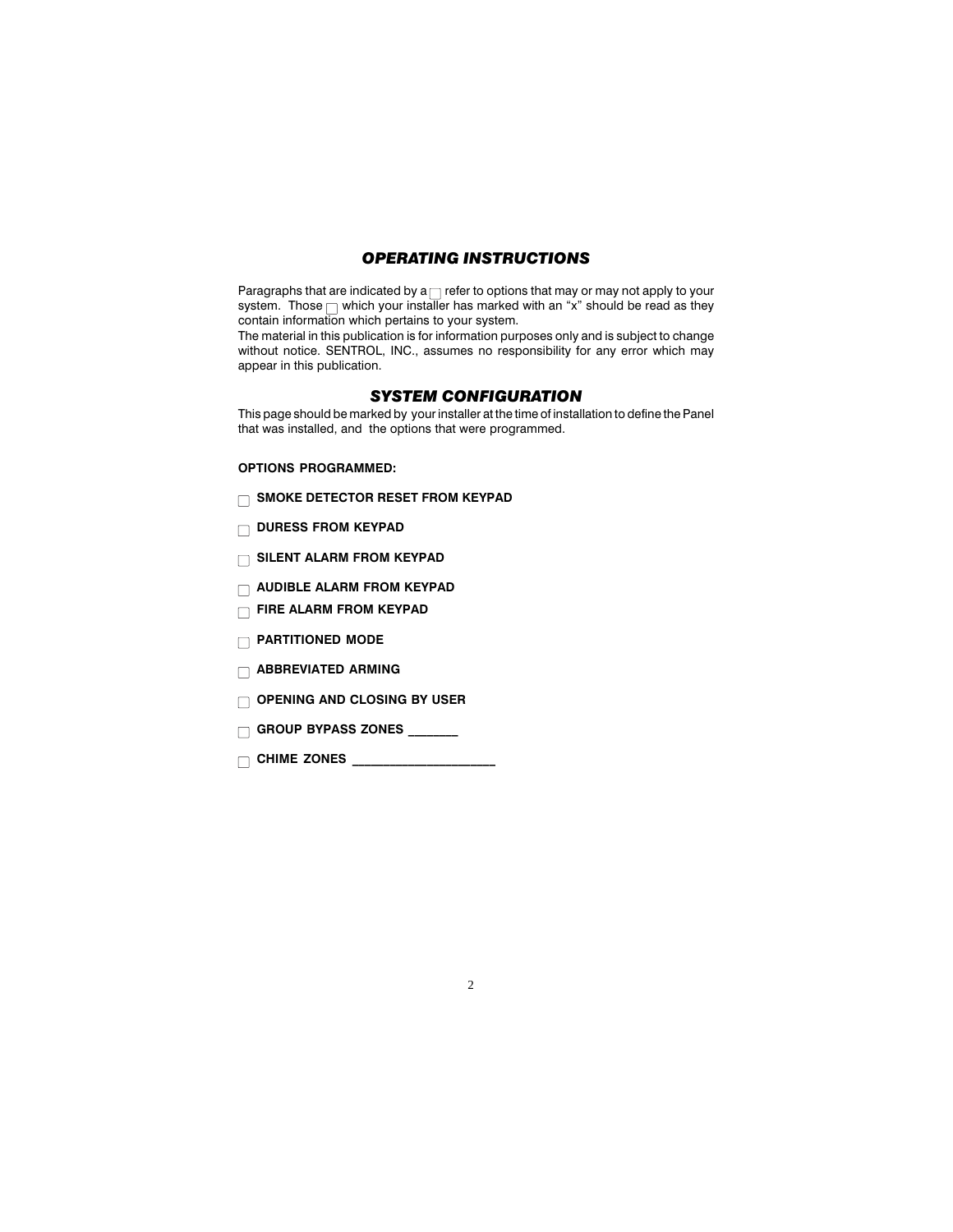## *OPERATING INSTRUCTIONS*

Paragraphs that are indicated by a ☐ refer to options that may or may not apply to your system. Those ☐ which your installer has marked with an "x" should be read as they contain information which pertains to your system.
The material in this publication is for information purposes only and is subject to change without notice. SENTROL, INC., assumes no responsibility for any error which may appear in this publication.

## *SYSTEM CONFIGURATION*

This page should be marked by your installer at the time of installation to define the Panel that was installed, and the options that were programmed.

**OPTIONS PROGRAMMED:**

☐ **SMOKE DETECTOR RESET FROM KEYPAD**

☐ **DURESS FROM KEYPAD**

☐ **SILENT ALARM FROM KEYPAD**

☐ **AUDIBLE ALARM FROM KEYPAD**

☐ **FIRE ALARM FROM KEYPAD**

☐ **PARTITIONED MODE**

☐ **ABBREVIATED ARMING**

☐ **OPENING AND CLOSING BY USER**

☐ **GROUP BYPASS ZONES _______**

☐ **CHIME ZONES ____________________**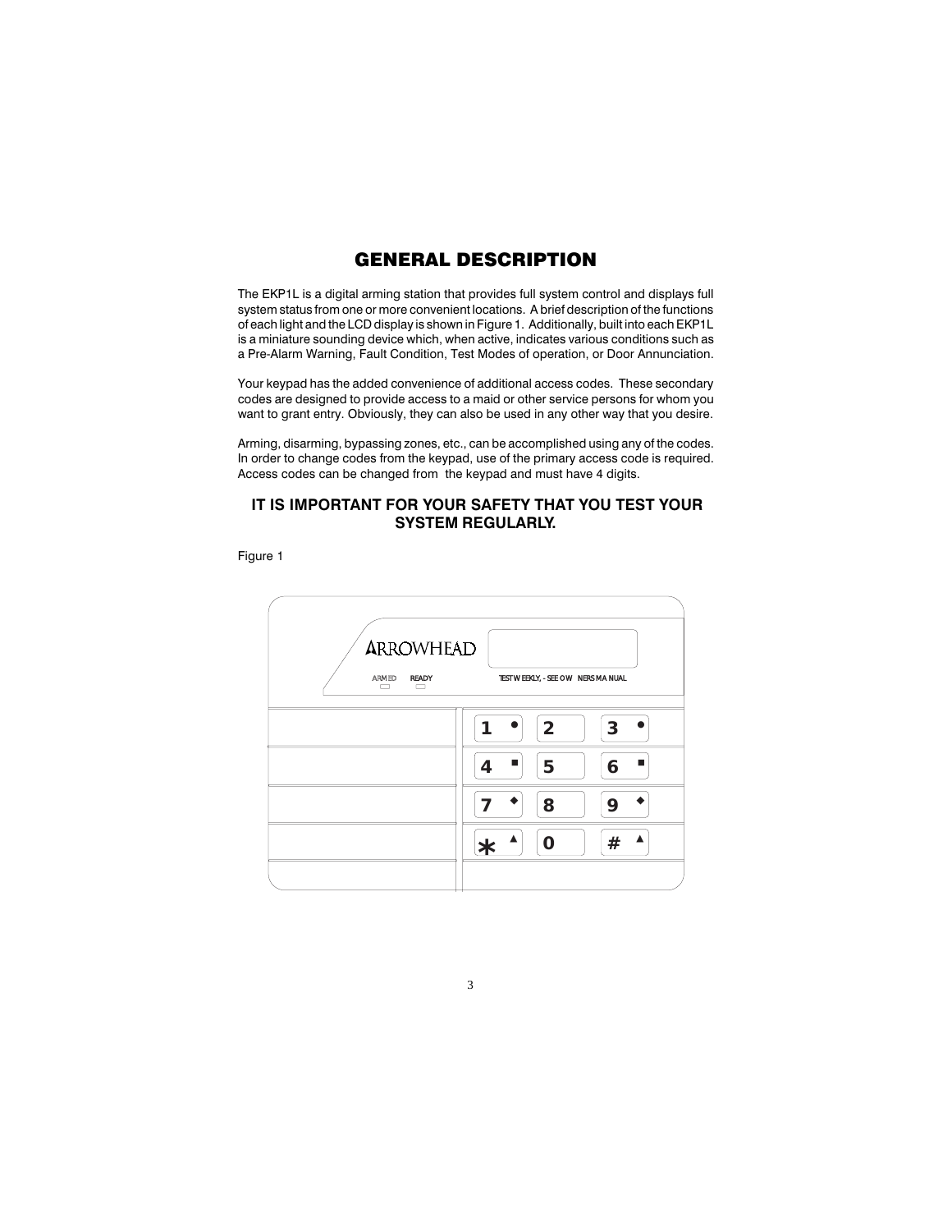# GENERAL DESCRIPTION

The EKP1L is a digital arming station that provides full system control and displays full system status from one or more convenient locations. A brief description of the functions of each light and the LCD display is shown in Figure 1. Additionally, built into each EKP1L is a miniature sounding device which, when active, indicates various conditions such as a Pre-Alarm Warning, Fault Condition, Test Modes of operation, or Door Annunciation.

Your keypad has the added convenience of additional access codes. These secondary codes are designed to provide access to a maid or other service persons for whom you want to grant entry. Obviously, they can also be used in any other way that you desire.

Arming, disarming, bypassing zones, etc., can be accomplished using any of the codes. In order to change codes from the keypad, use of the primary access code is required. Access codes can be changed from the keypad and must have 4 digits.

### IT IS IMPORTANT FOR YOUR SAFETY THAT YOU TEST YOUR SYSTEM REGULARLY.

Figure 1

ARROWHEAD

ARMED READY

TEST WEEKLY, - SEE OWNERS MANUAL

1 2 3
4 5 6
7 8 9
* 0 #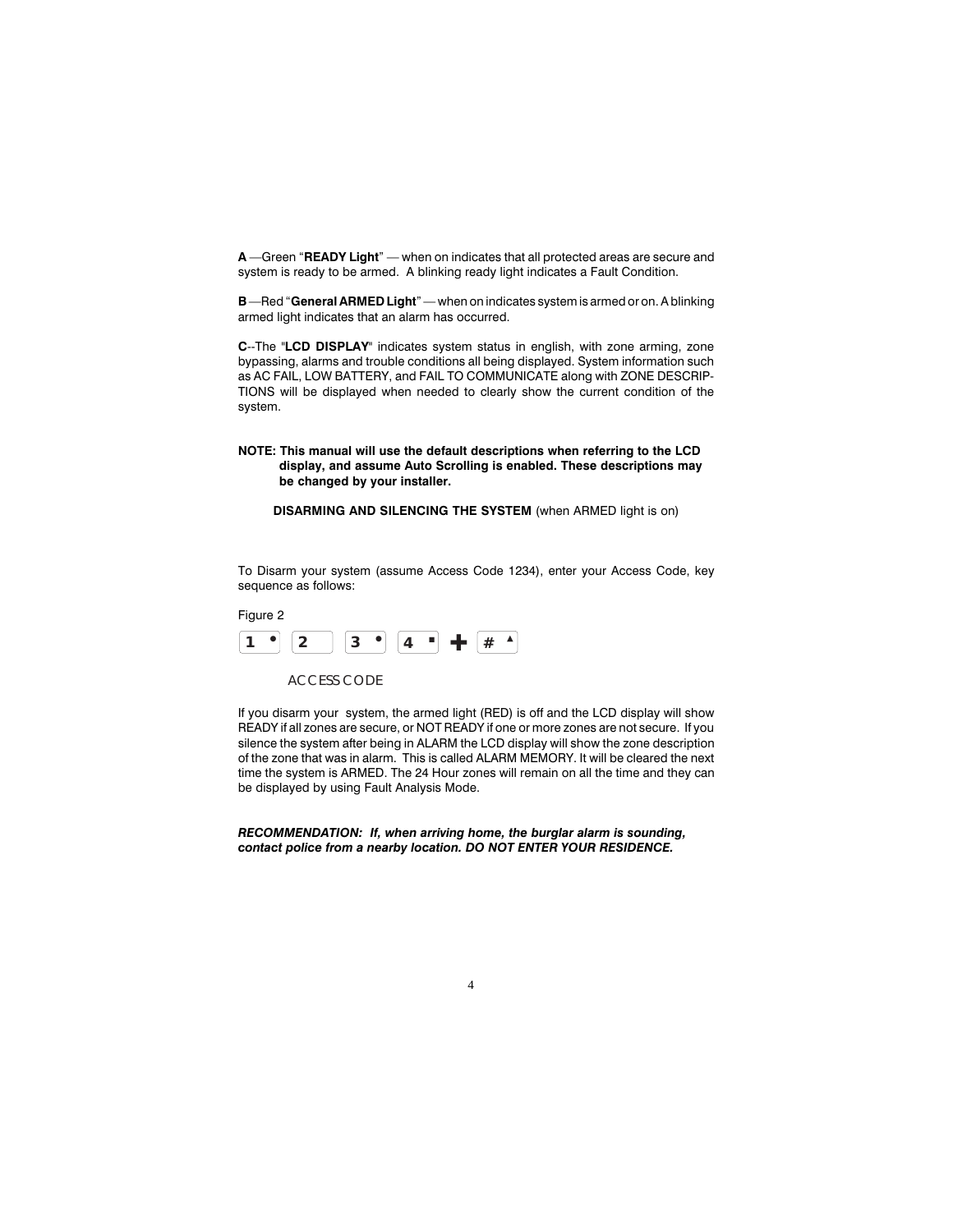**A** —Green "**READY Light**" — when on indicates that all protected areas are secure and system is ready to be armed. A blinking ready light indicates a Fault Condition.

**B** —Red "**General ARMED Light**" — when on indicates system is armed or on. A blinking armed light indicates that an alarm has occurred.

**C**--The "**LCD DISPLAY**" indicates system status in english, with zone arming, zone bypassing, alarms and trouble conditions all being displayed. System information such as AC FAIL, LOW BATTERY, and FAIL TO COMMUNICATE along with ZONE DESCRIPTIONS will be displayed when needed to clearly show the current condition of the system.

**NOTE: This manual will use the default descriptions when referring to the LCD display, and assume Auto Scrolling is enabled. These descriptions may be changed by your installer.**

**DISARMING AND SILENCING THE SYSTEM** (when ARMED light is on)

To Disarm your system (assume Access Code 1234), enter your Access Code, key sequence as follows:

Figure 2

1 • 2 3 • 4 ▪ + # ▲

ACCESS CODE

If you disarm your system, the armed light (RED) is off and the LCD display will show READY if all zones are secure, or NOT READY if one or more zones are not secure. If you silence the system after being in ALARM the LCD display will show the zone description of the zone that was in alarm. This is called ALARM MEMORY. It will be cleared the next time the system is ARMED. The 24 Hour zones will remain on all the time and they can be displayed by using Fault Analysis Mode.

***RECOMMENDATION: If, when arriving home, the burglar alarm is sounding, contact police from a nearby location. DO NOT ENTER YOUR RESIDENCE.***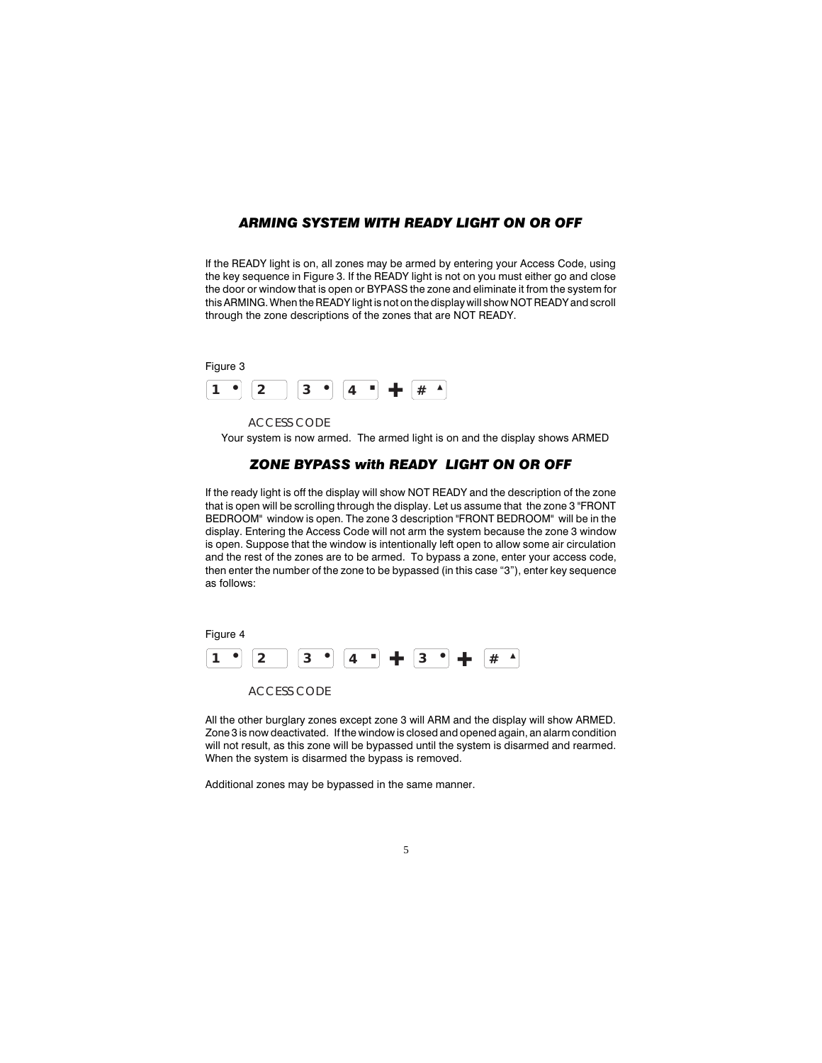### *ARMING SYSTEM WITH READY LIGHT ON OR OFF*

If the READY light is on, all zones may be armed by entering your Access Code, using the key sequence in Figure 3. If the READY light is not on you must either go and close the door or window that is open or BYPASS the zone and eliminate it from the system for this ARMING. When the READY light is not on the display will show NOT READY and scroll through the zone descriptions of the zones that are NOT READY.

Figure 3

[1 •] [2] [3 •] [4 ▪] + [# ▲]

ACCESS CODE

Your system is now armed. The armed light is on and the display shows ARMED

### *ZONE BYPASS with READY LIGHT ON OR OFF*

If the ready light is off the display will show NOT READY and the description of the zone that is open will be scrolling through the display. Let us assume that the zone 3 "FRONT BEDROOM" window is open. The zone 3 description "FRONT BEDROOM" will be in the display. Entering the Access Code will not arm the system because the zone 3 window is open. Suppose that the window is intentionally left open to allow some air circulation and the rest of the zones are to be armed. To bypass a zone, enter your access code, then enter the number of the zone to be bypassed (in this case "3"), enter key sequence as follows:

Figure 4

[1 •] [2] [3 •] [4 ▪] + [3 •] + [# ▲]

ACCESS CODE

All the other burglary zones except zone 3 will ARM and the display will show ARMED. Zone 3 is now deactivated. If the window is closed and opened again, an alarm condition will not result, as this zone will be bypassed until the system is disarmed and rearmed. When the system is disarmed the bypass is removed.

Additional zones may be bypassed in the same manner.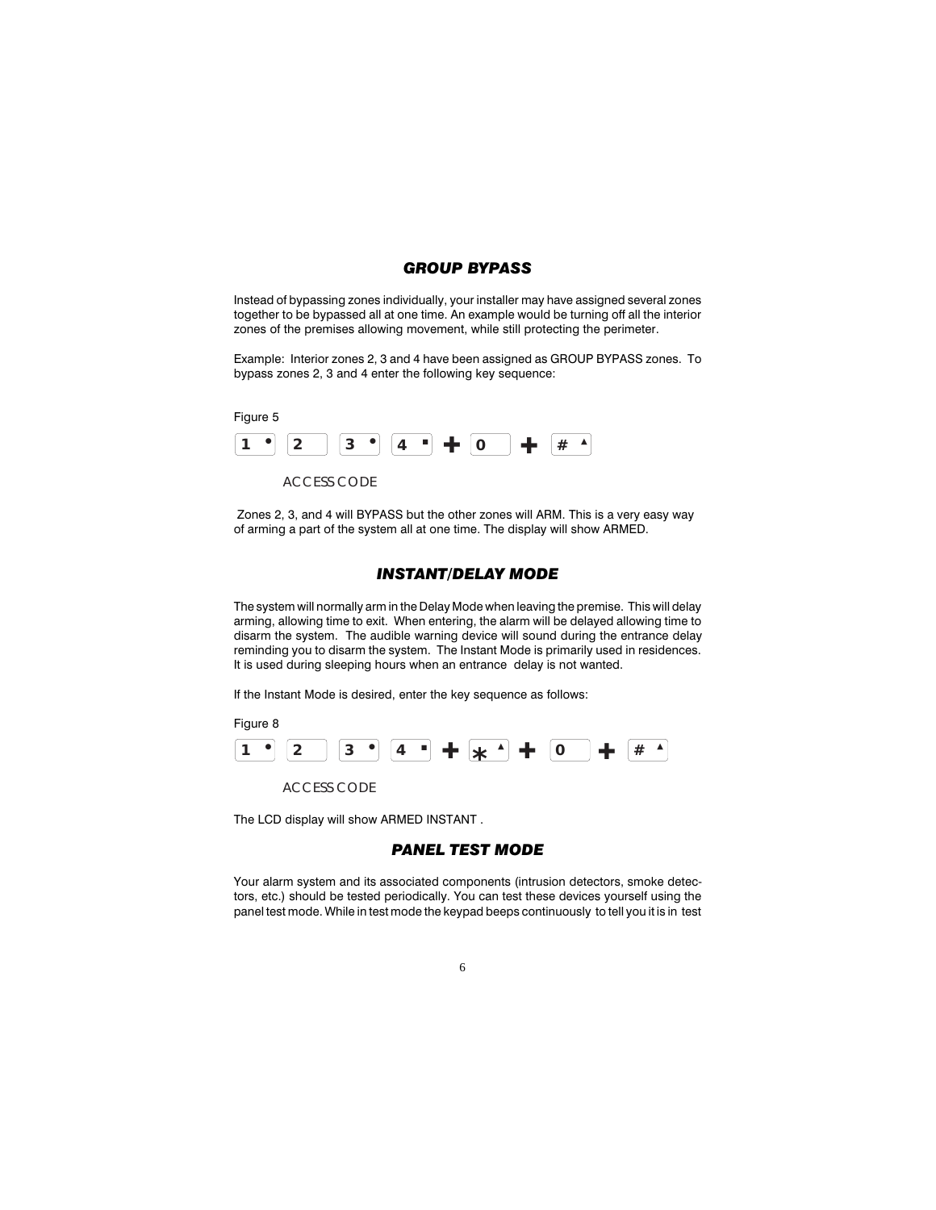## GROUP BYPASS

Instead of bypassing zones individually, your installer may have assigned several zones together to be bypassed all at one time. An example would be turning off all the interior zones of the premises allowing movement, while still protecting the perimeter.

Example: Interior zones 2, 3 and 4 have been assigned as GROUP BYPASS zones. To bypass zones 2, 3 and 4 enter the following key sequence:

Figure 5

[1 •] [2] [3 •] [4 ▪] + [0] + [# ▴]

ACCESS CODE

Zones 2, 3, and 4 will BYPASS but the other zones will ARM. This is a very easy way of arming a part of the system all at one time. The display will show ARMED.

## INSTANT/DELAY MODE

The system will normally arm in the Delay Mode when leaving the premise. This will delay arming, allowing time to exit. When entering, the alarm will be delayed allowing time to disarm the system. The audible warning device will sound during the entrance delay reminding you to disarm the system. The Instant Mode is primarily used in residences. It is used during sleeping hours when an entrance delay is not wanted.

If the Instant Mode is desired, enter the key sequence as follows:

Figure 8

[1 •] [2] [3 •] [4 ▪] + [* ▴] + [0] + [# ▴]

ACCESS CODE

The LCD display will show ARMED INSTANT .

## PANEL TEST MODE

Your alarm system and its associated components (intrusion detectors, smoke detectors, etc.) should be tested periodically. You can test these devices yourself using the panel test mode. While in test mode the keypad beeps continuously to tell you it is in test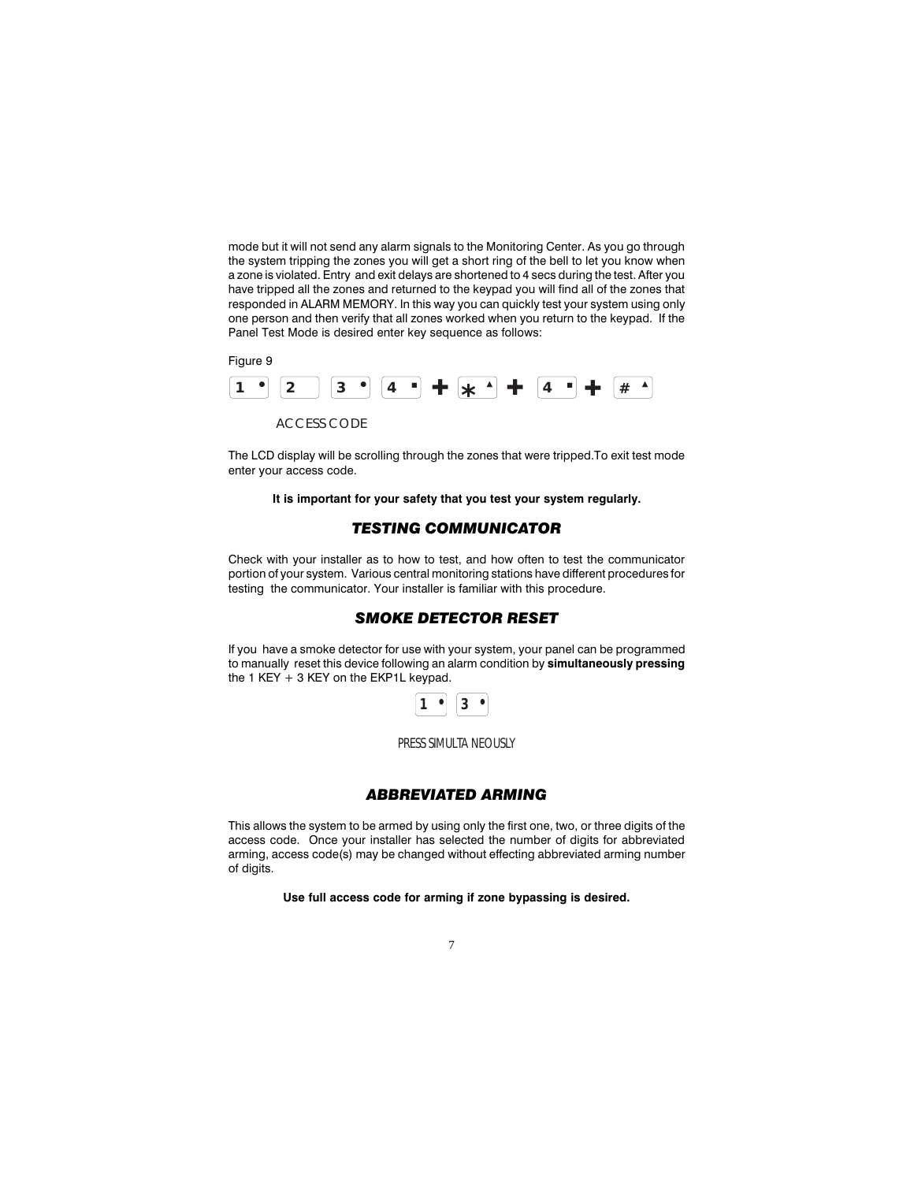mode but it will not send any alarm signals to the Monitoring Center. As you go through the system tripping the zones you will get a short ring of the bell to let you know when a zone is violated. Entry and exit delays are shortened to 4 secs during the test. After you have tripped all the zones and returned to the keypad you will find all of the zones that responded in ALARM MEMORY. In this way you can quickly test your system using only one person and then verify that all zones worked when you return to the keypad. If the Panel Test Mode is desired enter key sequence as follows:

Figure 9

[1] [2] [3] [4] + [*] + [4] + [#]

ACCESS CODE

The LCD display will be scrolling through the zones that were tripped.To exit test mode enter your access code.

**It is important for your safety that you test your system regularly.**

## *TESTING COMMUNICATOR*

Check with your installer as to how to test, and how often to test the communicator portion of your system. Various central monitoring stations have different procedures for testing the communicator. Your installer is familiar with this procedure.

## *SMOKE DETECTOR RESET*

If you have a smoke detector for use with your system, your panel can be programmed to manually reset this device following an alarm condition by **simultaneously pressing** the 1 KEY + 3 KEY on the EKP1L keypad.

[1] [3]

PRESS SIMULTANEOUSLY

## *ABBREVIATED ARMING*

This allows the system to be armed by using only the first one, two, or three digits of the access code. Once your installer has selected the number of digits for abbreviated arming, access code(s) may be changed without effecting abbreviated arming number of digits.

**Use full access code for arming if zone bypassing is desired.**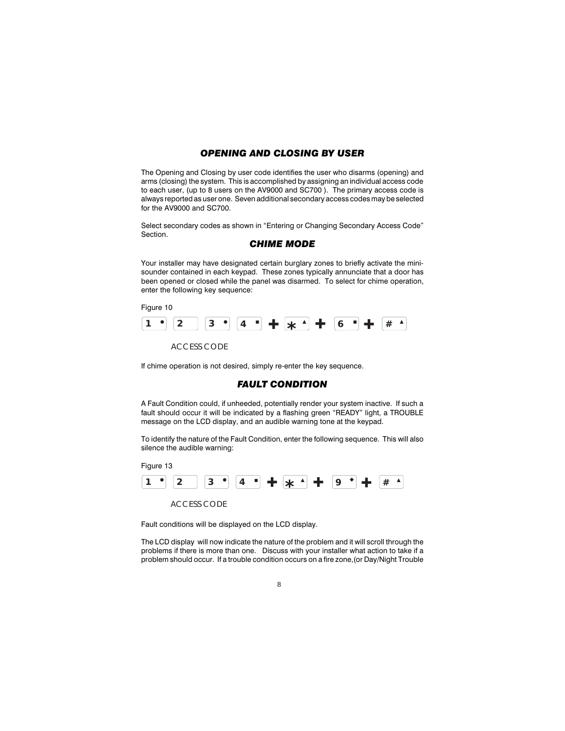## *OPENING AND CLOSING BY USER*

The Opening and Closing by user code identifies the user who disarms (opening) and arms (closing) the system. This is accomplished by assigning an individual access code to each user, (up to 8 users on the AV9000 and SC700 ). The primary access code is always reported as user one. Seven additional secondary access codes may be selected for the AV9000 and SC700.

Select secondary codes as shown in "Entering or Changing Secondary Access Code" Section.

## *CHIME MODE*

Your installer may have designated certain burglary zones to briefly activate the mini-sounder contained in each keypad. These zones typically annunciate that a door has been opened or closed while the panel was disarmed. To select for chime operation, enter the following key sequence:

Figure 10

[1] [2] [3] [4] + [*] + [6] + [#]

ACCESS CODE

If chime operation is not desired, simply re-enter the key sequence.

## *FAULT CONDITION*

A Fault Condition could, if unheeded, potentially render your system inactive. If such a fault should occur it will be indicated by a flashing green "READY" light, a TROUBLE message on the LCD display, and an audible warning tone at the keypad.

To identify the nature of the Fault Condition, enter the following sequence. This will also silence the audible warning:

Figure 13

[1] [2] [3] [4] + [*] + [9] + [#]

ACCESS CODE

Fault conditions will be displayed on the LCD display.

The LCD display will now indicate the nature of the problem and it will scroll through the problems if there is more than one. Discuss with your installer what action to take if a problem should occur. If a trouble condition occurs on a fire zone,(or Day/Night Trouble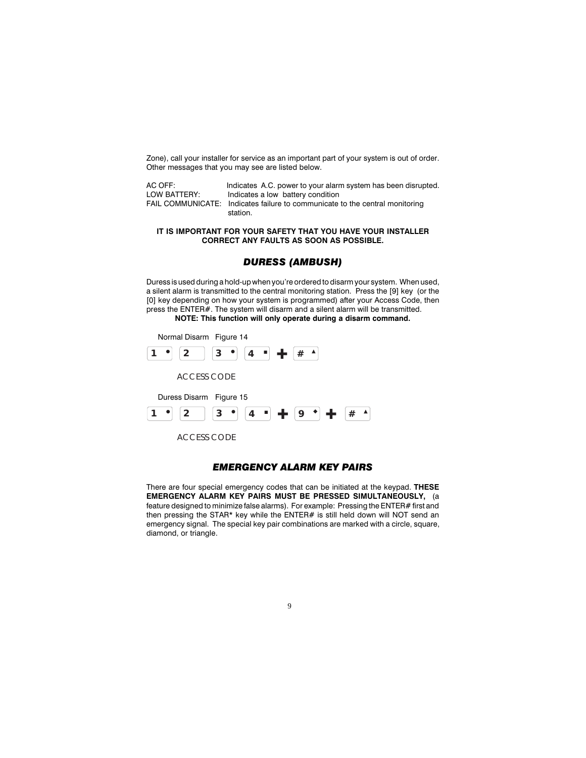Zone), call your installer for service as an important part of your system is out of order. Other messages that you may see are listed below.

AC OFF: Indicates A.C. power to your alarm system has been disrupted.
LOW BATTERY: Indicates a low battery condition
FAIL COMMUNICATE: Indicates failure to communicate to the central monitoring station.

**IT IS IMPORTANT FOR YOUR SAFETY THAT YOU HAVE YOUR INSTALLER CORRECT ANY FAULTS AS SOON AS POSSIBLE.**

## *DURESS (AMBUSH)*

Duress is used during a hold-up when you're ordered to disarm your system. When used, a silent alarm is transmitted to the central monitoring station. Press the [9] key (or the [0] key depending on how your system is programmed) after your Access Code, then press the ENTER#. The system will disarm and a silent alarm will be transmitted.

**NOTE: This function will only operate during a disarm command.**

Normal Disarm Figure 14

1 • 2 3 • 4 ▪ + # ▲

ACCESS CODE

Duress Disarm Figure 15

1 • 2 3 • 4 ▪ + 9 ◆ + # ▲

ACCESS CODE

## *EMERGENCY ALARM KEY PAIRS*

There are four special emergency codes that can be initiated at the keypad. **THESE EMERGENCY ALARM KEY PAIRS MUST BE PRESSED SIMULTANEOUSLY,** (a feature designed to minimize false alarms). For example: Pressing the ENTER# first and then pressing the STAR* key while the ENTER# is still held down will NOT send an emergency signal. The special key pair combinations are marked with a circle, square, diamond, or triangle.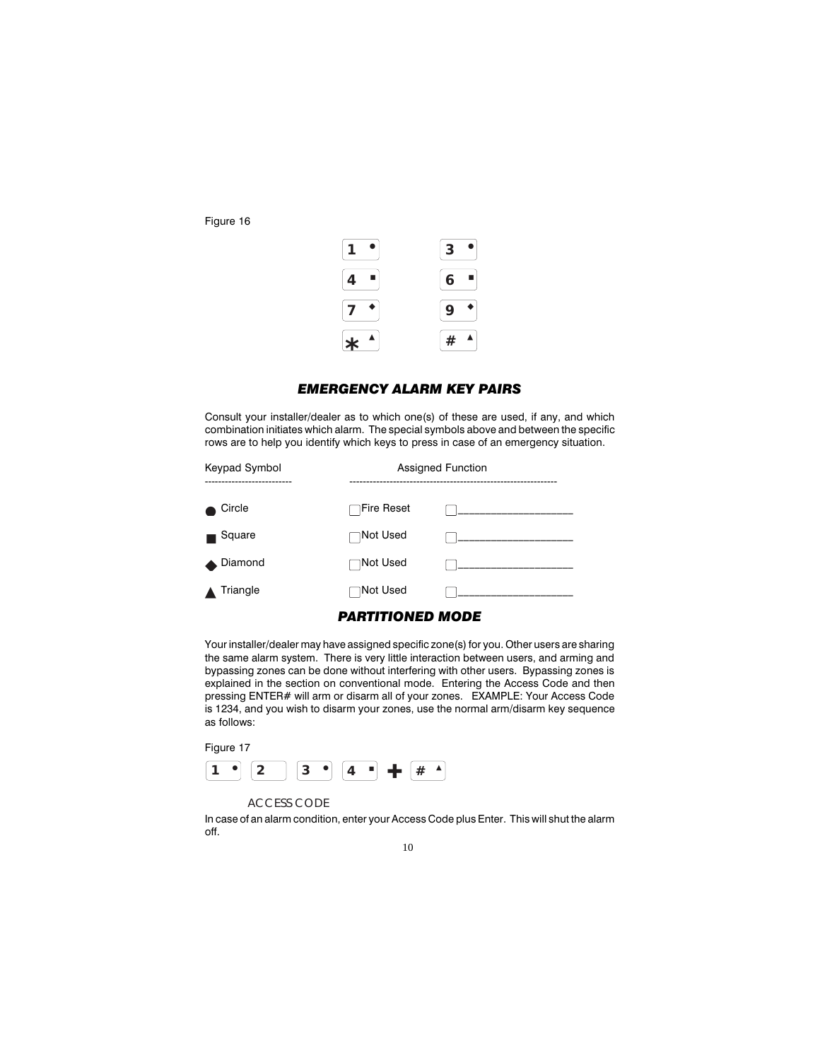Figure 16

| | |
|---|---|
| 1 ● | 3 ● |
| 4 ■ | 6 ■ |
| 7 ◆ | 9 ◆ |
| * ▲ | # ▲ |

## *EMERGENCY ALARM KEY PAIRS*

Consult your installer/dealer as to which one(s) of these are used, if any, and which combination initiates which alarm. The special symbols above and between the specific rows are to help you identify which keys to press in case of an emergency situation.

| Keypad Symbol | Assigned Function | |
|---|---|---|
| ● Circle | ☐ Fire Reset | ☐ ___________________ |
| ■ Square | ☐ Not Used | ☐ ___________________ |
| ◆ Diamond | ☐ Not Used | ☐ ___________________ |
| ▲ Triangle | ☐ Not Used | ☐ ___________________ |

## *PARTITIONED MODE*

Your installer/dealer may have assigned specific zone(s) for you. Other users are sharing the same alarm system. There is very little interaction between users, and arming and bypassing zones can be done without interfering with other users. Bypassing zones is explained in the section on conventional mode. Entering the Access Code and then pressing ENTER# will arm or disarm all of your zones. EXAMPLE: Your Access Code is 1234, and you wish to disarm your zones, use the normal arm/disarm key sequence as follows:

Figure 17

1 ● 2 3 ● 4 ■ + # ▲

ACCESS CODE

In case of an alarm condition, enter your Access Code plus Enter. This will shut the alarm off.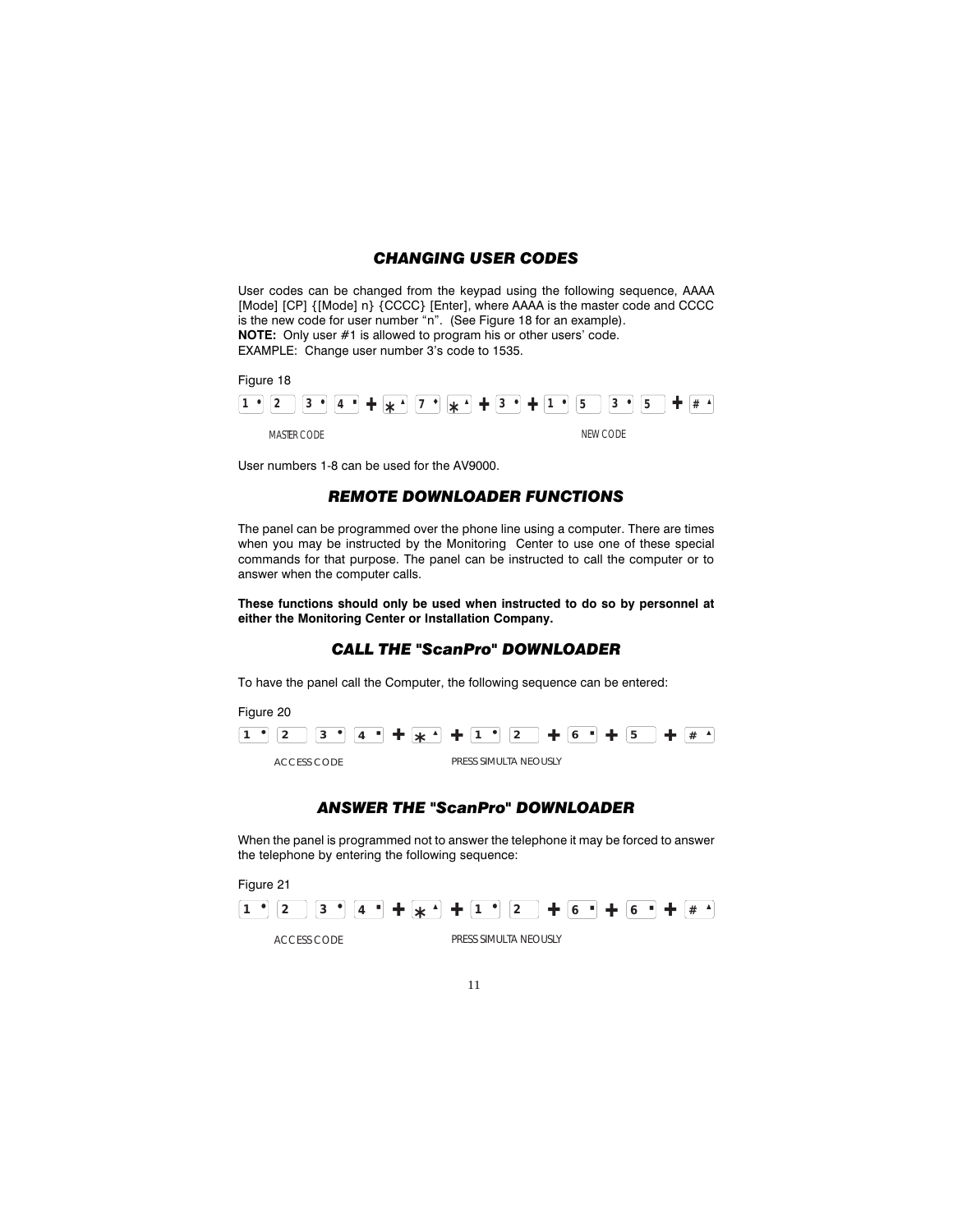## CHANGING USER CODES

User codes can be changed from the keypad using the following sequence, AAAA [Mode] [CP] {[Mode] n} {CCCC} [Enter], where AAAA is the master code and CCCC is the new code for user number "n". (See Figure 18 for an example).
**NOTE:** Only user #1 is allowed to program his or other users' code.
EXAMPLE: Change user number 3's code to 1535.

Figure 18

1 2 3 4 + * 7 * + 3 + 1 5 3 5 + #

MASTER CODE NEW CODE

User numbers 1-8 can be used for the AV9000.

## REMOTE DOWNLOADER FUNCTIONS

The panel can be programmed over the phone line using a computer. There are times when you may be instructed by the Monitoring Center to use one of these special commands for that purpose. The panel can be instructed to call the computer or to answer when the computer calls.

**These functions should only be used when instructed to do so by personnel at either the Monitoring Center or Installation Company.**

## CALL THE "ScanPro" DOWNLOADER

To have the panel call the Computer, the following sequence can be entered:

Figure 20

1 2 3 4 + * + 1 2 + 6 + 5 + #

ACCESS CODE PRESS SIMULTANEOUSLY

## ANSWER THE "ScanPro" DOWNLOADER

When the panel is programmed not to answer the telephone it may be forced to answer the telephone by entering the following sequence:

Figure 21

1 2 3 4 + * + 1 2 + 6 + 6 + #

ACCESS CODE PRESS SIMULTANEOUSLY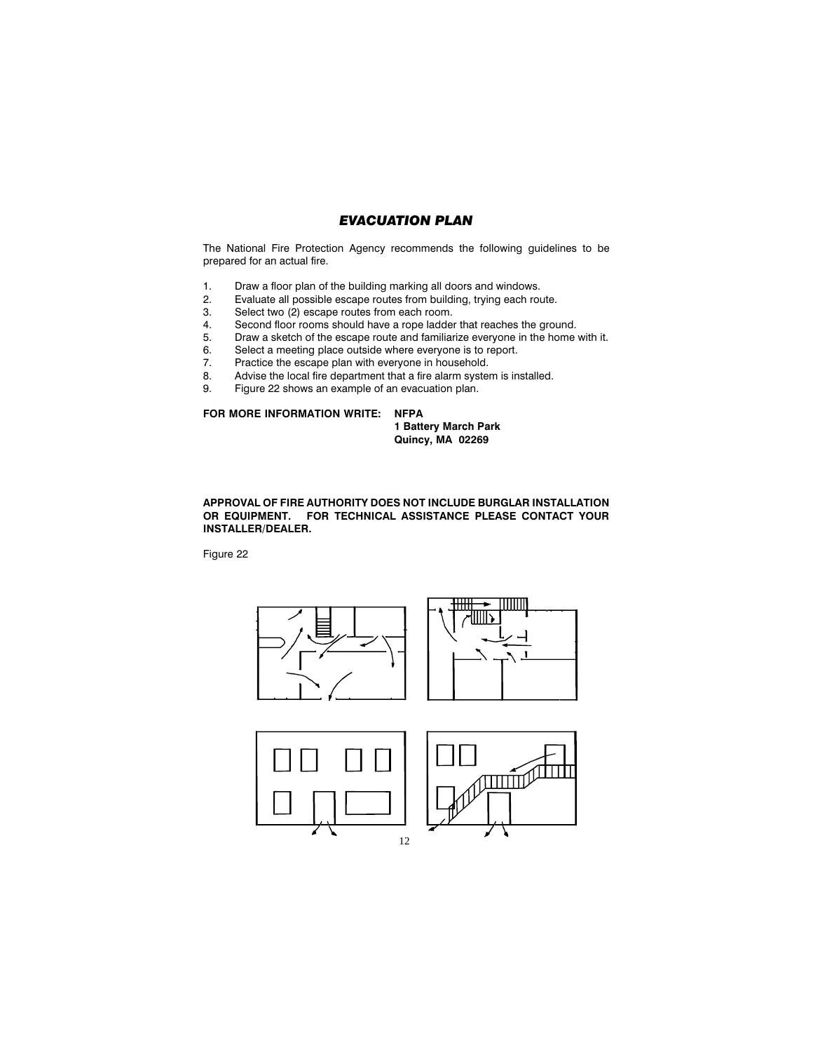## *EVACUATION PLAN*

The National Fire Protection Agency recommends the following guidelines to be prepared for an actual fire.

1. Draw a floor plan of the building marking all doors and windows.
2. Evaluate all possible escape routes from building, trying each route.
3. Select two (2) escape routes from each room.
4. Second floor rooms should have a rope ladder that reaches the ground.
5. Draw a sketch of the escape route and familiarize everyone in the home with it.
6. Select a meeting place outside where everyone is to report.
7. Practice the escape plan with everyone in household.
8. Advise the local fire department that a fire alarm system is installed.
9. Figure 22 shows an example of an evacuation plan.

**FOR MORE INFORMATION WRITE: NFPA**
**1 Battery March Park**
**Quincy, MA 02269**

**APPROVAL OF FIRE AUTHORITY DOES NOT INCLUDE BURGLAR INSTALLATION OR EQUIPMENT. FOR TECHNICAL ASSISTANCE PLEASE CONTACT YOUR INSTALLER/DEALER.**

Figure 22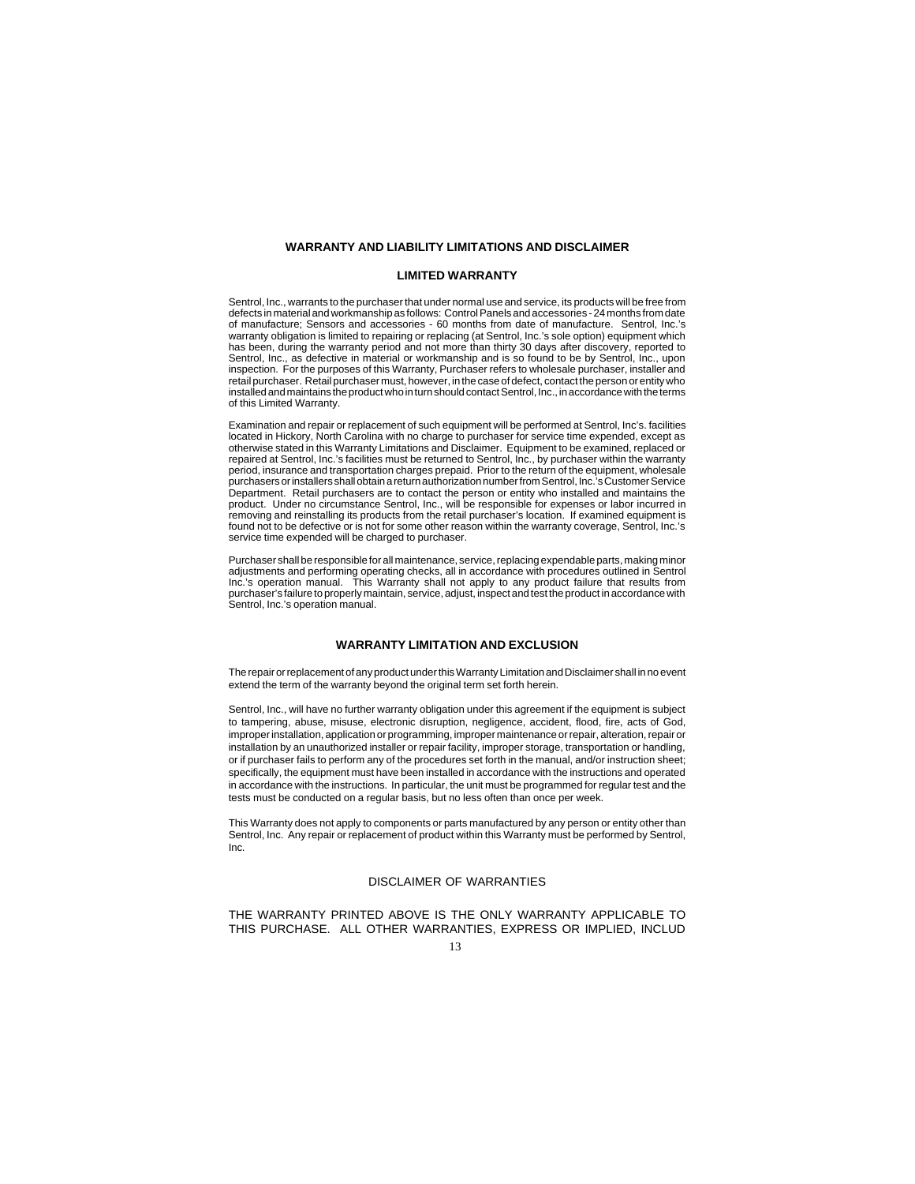## WARRANTY AND LIABILITY LIMITATIONS AND DISCLAIMER

### LIMITED WARRANTY

Sentrol, Inc., warrants to the purchaser that under normal use and service, its products will be free from defects in material and workmanship as follows: Control Panels and accessories - 24 months from date of manufacture; Sensors and accessories - 60 months from date of manufacture. Sentrol, Inc.'s warranty obligation is limited to repairing or replacing (at Sentrol, Inc.'s sole option) equipment which has been, during the warranty period and not more than thirty 30 days after discovery, reported to Sentrol, Inc., as defective in material or workmanship and is so found to be by Sentrol, Inc., upon inspection. For the purposes of this Warranty, Purchaser refers to wholesale purchaser, installer and retail purchaser. Retail purchaser must, however, in the case of defect, contact the person or entity who installed and maintains the product who in turn should contact Sentrol, Inc., in accordance with the terms of this Limited Warranty.

Examination and repair or replacement of such equipment will be performed at Sentrol, Inc's. facilities located in Hickory, North Carolina with no charge to purchaser for service time expended, except as otherwise stated in this Warranty Limitations and Disclaimer. Equipment to be examined, replaced or repaired at Sentrol, Inc.'s facilities must be returned to Sentrol, Inc., by purchaser within the warranty period, insurance and transportation charges prepaid. Prior to the return of the equipment, wholesale purchasers or installers shall obtain a return authorization number from Sentrol, Inc.'s Customer Service Department. Retail purchasers are to contact the person or entity who installed and maintains the product. Under no circumstance Sentrol, Inc., will be responsible for expenses or labor incurred in removing and reinstalling its products from the retail purchaser's location. If examined equipment is found not to be defective or is not for some other reason within the warranty coverage, Sentrol, Inc.'s service time expended will be charged to purchaser.

Purchaser shall be responsible for all maintenance, service, replacing expendable parts, making minor adjustments and performing operating checks, all in accordance with procedures outlined in Sentrol Inc.'s operation manual. This Warranty shall not apply to any product failure that results from purchaser's failure to properly maintain, service, adjust, inspect and test the product in accordance with Sentrol, Inc.'s operation manual.

### WARRANTY LIMITATION AND EXCLUSION

The repair or replacement of any product under this Warranty Limitation and Disclaimer shall in no event extend the term of the warranty beyond the original term set forth herein.

Sentrol, Inc., will have no further warranty obligation under this agreement if the equipment is subject to tampering, abuse, misuse, electronic disruption, negligence, accident, flood, fire, acts of God, improper installation, application or programming, improper maintenance or repair, alteration, repair or installation by an unauthorized installer or repair facility, improper storage, transportation or handling, or if purchaser fails to perform any of the procedures set forth in the manual, and/or instruction sheet; specifically, the equipment must have been installed in accordance with the instructions and operated in accordance with the instructions. In particular, the unit must be programmed for regular test and the tests must be conducted on a regular basis, but no less often than once per week.

This Warranty does not apply to components or parts manufactured by any person or entity other than Sentrol, Inc. Any repair or replacement of product within this Warranty must be performed by Sentrol, Inc.

### DISCLAIMER OF WARRANTIES

THE WARRANTY PRINTED ABOVE IS THE ONLY WARRANTY APPLICABLE TO THIS PURCHASE. ALL OTHER WARRANTIES, EXPRESS OR IMPLIED, INCLUD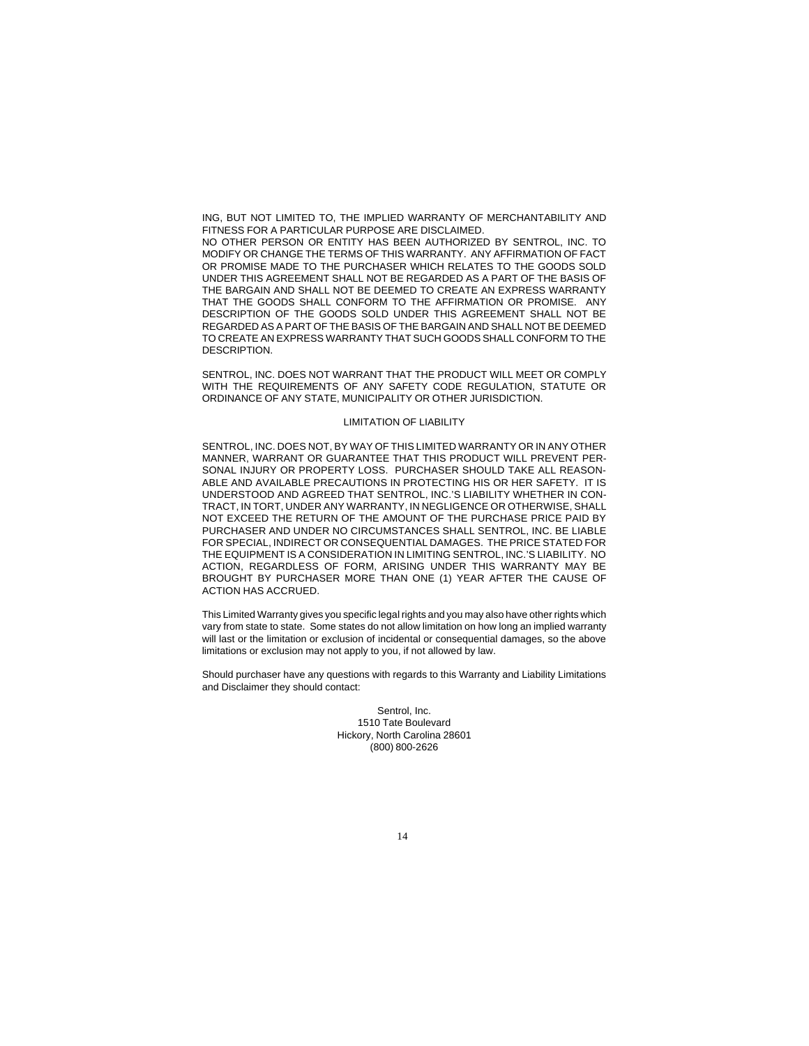ING, BUT NOT LIMITED TO, THE IMPLIED WARRANTY OF MERCHANTABILITY AND FITNESS FOR A PARTICULAR PURPOSE ARE DISCLAIMED.

NO OTHER PERSON OR ENTITY HAS BEEN AUTHORIZED BY SENTROL, INC. TO MODIFY OR CHANGE THE TERMS OF THIS WARRANTY. ANY AFFIRMATION OF FACT OR PROMISE MADE TO THE PURCHASER WHICH RELATES TO THE GOODS SOLD UNDER THIS AGREEMENT SHALL NOT BE REGARDED AS A PART OF THE BASIS OF THE BARGAIN AND SHALL NOT BE DEEMED TO CREATE AN EXPRESS WARRANTY THAT THE GOODS SHALL CONFORM TO THE AFFIRMATION OR PROMISE. ANY DESCRIPTION OF THE GOODS SOLD UNDER THIS AGREEMENT SHALL NOT BE REGARDED AS A PART OF THE BASIS OF THE BARGAIN AND SHALL NOT BE DEEMED TO CREATE AN EXPRESS WARRANTY THAT SUCH GOODS SHALL CONFORM TO THE DESCRIPTION.

SENTROL, INC. DOES NOT WARRANT THAT THE PRODUCT WILL MEET OR COMPLY WITH THE REQUIREMENTS OF ANY SAFETY CODE REGULATION, STATUTE OR ORDINANCE OF ANY STATE, MUNICIPALITY OR OTHER JURISDICTION.

## LIMITATION OF LIABILITY

SENTROL, INC. DOES NOT, BY WAY OF THIS LIMITED WARRANTY OR IN ANY OTHER MANNER, WARRANT OR GUARANTEE THAT THIS PRODUCT WILL PREVENT PERSONAL INJURY OR PROPERTY LOSS. PURCHASER SHOULD TAKE ALL REASONABLE AND AVAILABLE PRECAUTIONS IN PROTECTING HIS OR HER SAFETY. IT IS UNDERSTOOD AND AGREED THAT SENTROL, INC.'S LIABILITY WHETHER IN CONTRACT, IN TORT, UNDER ANY WARRANTY, IN NEGLIGENCE OR OTHERWISE, SHALL NOT EXCEED THE RETURN OF THE AMOUNT OF THE PURCHASE PRICE PAID BY PURCHASER AND UNDER NO CIRCUMSTANCES SHALL SENTROL, INC. BE LIABLE FOR SPECIAL, INDIRECT OR CONSEQUENTIAL DAMAGES. THE PRICE STATED FOR THE EQUIPMENT IS A CONSIDERATION IN LIMITING SENTROL, INC.'S LIABILITY. NO ACTION, REGARDLESS OF FORM, ARISING UNDER THIS WARRANTY MAY BE BROUGHT BY PURCHASER MORE THAN ONE (1) YEAR AFTER THE CAUSE OF ACTION HAS ACCRUED.

This Limited Warranty gives you specific legal rights and you may also have other rights which vary from state to state. Some states do not allow limitation on how long an implied warranty will last or the limitation or exclusion of incidental or consequential damages, so the above limitations or exclusion may not apply to you, if not allowed by law.

Should purchaser have any questions with regards to this Warranty and Liability Limitations and Disclaimer they should contact:

Sentrol, Inc.
1510 Tate Boulevard
Hickory, North Carolina 28601
(800) 800-2626